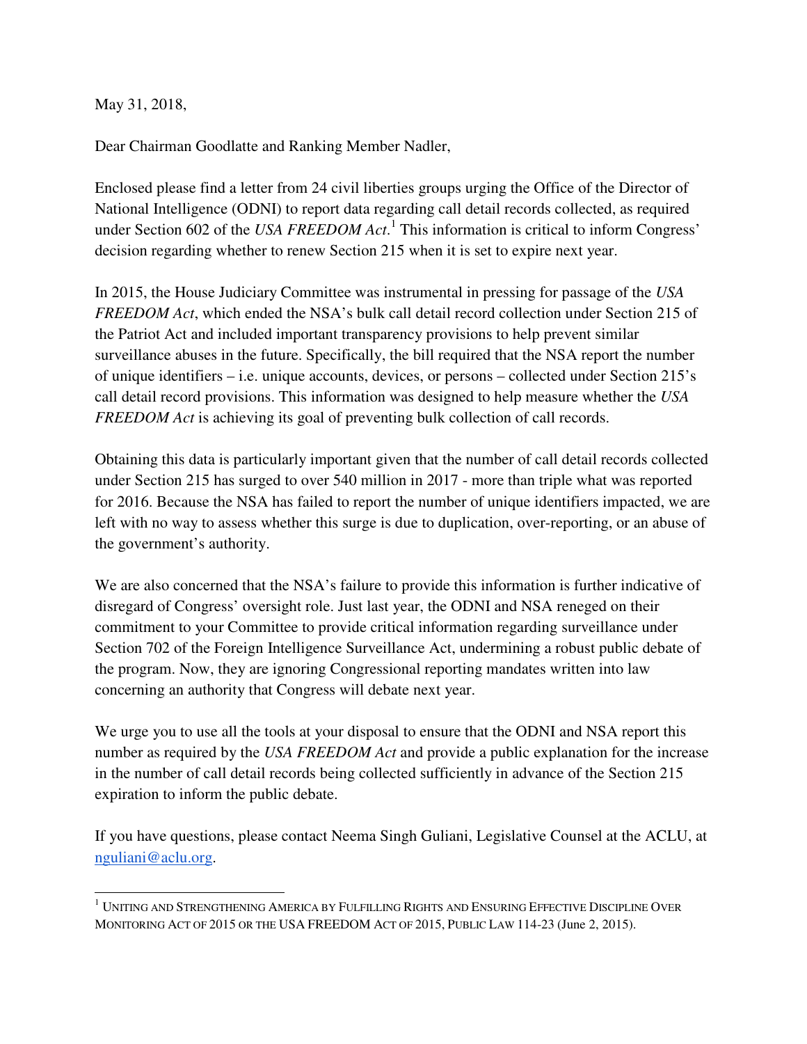May 31, 2018,

Dear Chairman Goodlatte and Ranking Member Nadler,

Enclosed please find a letter from 24 civil liberties groups urging the Office of the Director of National Intelligence (ODNI) to report data regarding call detail records collected, as required under Section 602 of the *USA FREEDOM Act*.[1] This information is critical to inform Congress' decision regarding whether to renew Section 215 when it is set to expire next year.

In 2015, the House Judiciary Committee was instrumental in pressing for passage of the *USA FREEDOM Act*, which ended the NSA's bulk call detail record collection under Section 215 of the Patriot Act and included important transparency provisions to help prevent similar surveillance abuses in the future. Specifically, the bill required that the NSA report the number of unique identifiers – i.e. unique accounts, devices, or persons – collected under Section 215's call detail record provisions. This information was designed to help measure whether the *USA FREEDOM Act* is achieving its goal of preventing bulk collection of call records.

Obtaining this data is particularly important given that the number of call detail records collected under Section 215 has surged to over 540 million in 2017 - more than triple what was reported for 2016. Because the NSA has failed to report the number of unique identifiers impacted, we are left with no way to assess whether this surge is due to duplication, over-reporting, or an abuse of the government's authority.

We are also concerned that the NSA's failure to provide this information is further indicative of disregard of Congress' oversight role. Just last year, the ODNI and NSA reneged on their commitment to your Committee to provide critical information regarding surveillance under Section 702 of the Foreign Intelligence Surveillance Act, undermining a robust public debate of the program. Now, they are ignoring Congressional reporting mandates written into law concerning an authority that Congress will debate next year.

We urge you to use all the tools at your disposal to ensure that the ODNI and NSA report this number as required by the *USA FREEDOM Act* and provide a public explanation for the increase in the number of call detail records being collected sufficiently in advance of the Section 215 expiration to inform the public debate.

If you have questions, please contact Neema Singh Guliani, Legislative Counsel at the ACLU, at nguliani@aclu.org.

---

[1] UNITING AND STRENGTHENING AMERICA BY FULFILLING RIGHTS AND ENSURING EFFECTIVE DISCIPLINE OVER MONITORING ACT OF 2015 OR THE USA FREEDOM ACT OF 2015, PUBLIC LAW 114-23 (June 2, 2015).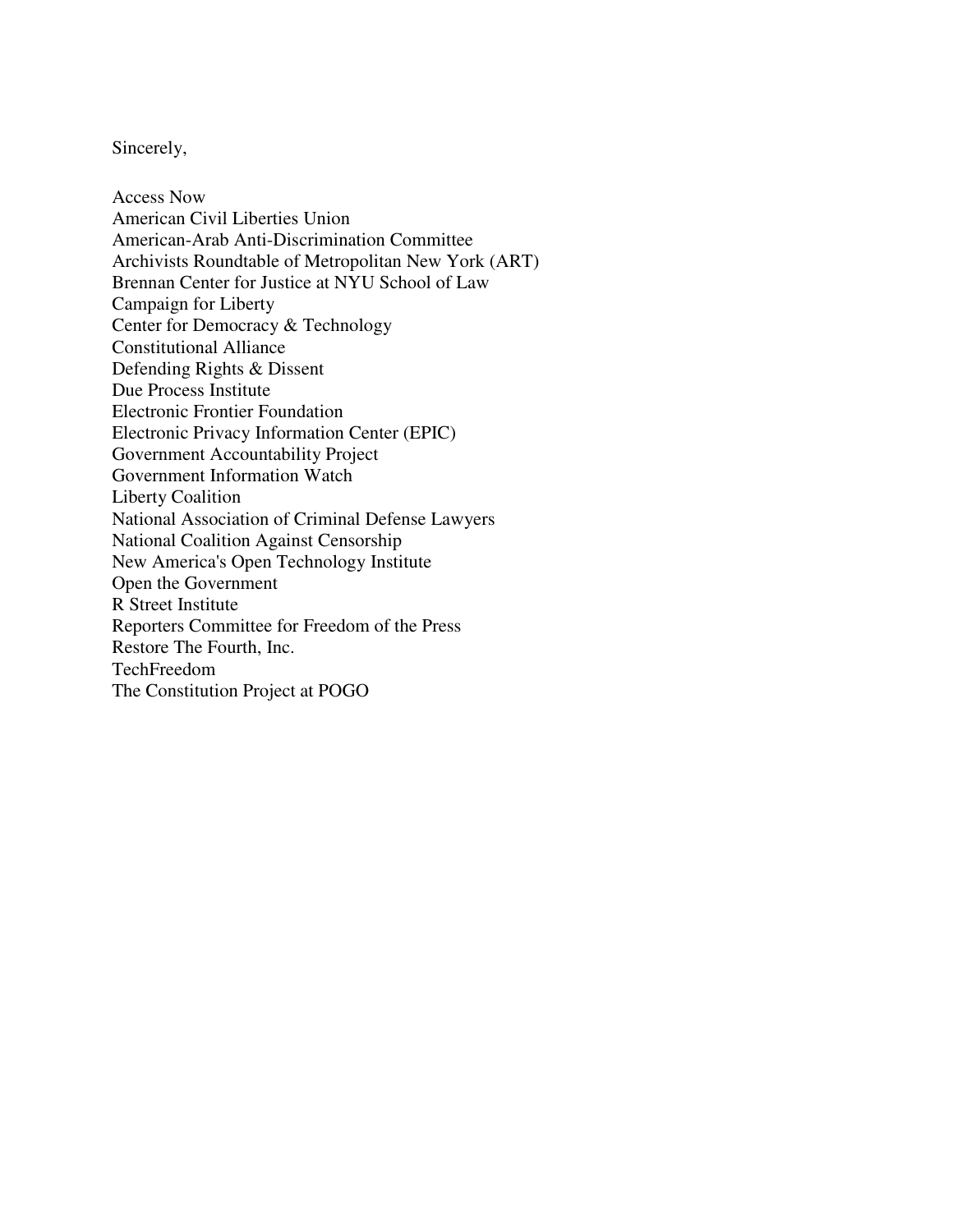Sincerely,

Access Now
American Civil Liberties Union
American-Arab Anti-Discrimination Committee
Archivists Roundtable of Metropolitan New York (ART)
Brennan Center for Justice at NYU School of Law
Campaign for Liberty
Center for Democracy & Technology
Constitutional Alliance
Defending Rights & Dissent
Due Process Institute
Electronic Frontier Foundation
Electronic Privacy Information Center (EPIC)
Government Accountability Project
Government Information Watch
Liberty Coalition
National Association of Criminal Defense Lawyers
National Coalition Against Censorship
New America's Open Technology Institute
Open the Government
R Street Institute
Reporters Committee for Freedom of the Press
Restore The Fourth, Inc.
TechFreedom
The Constitution Project at POGO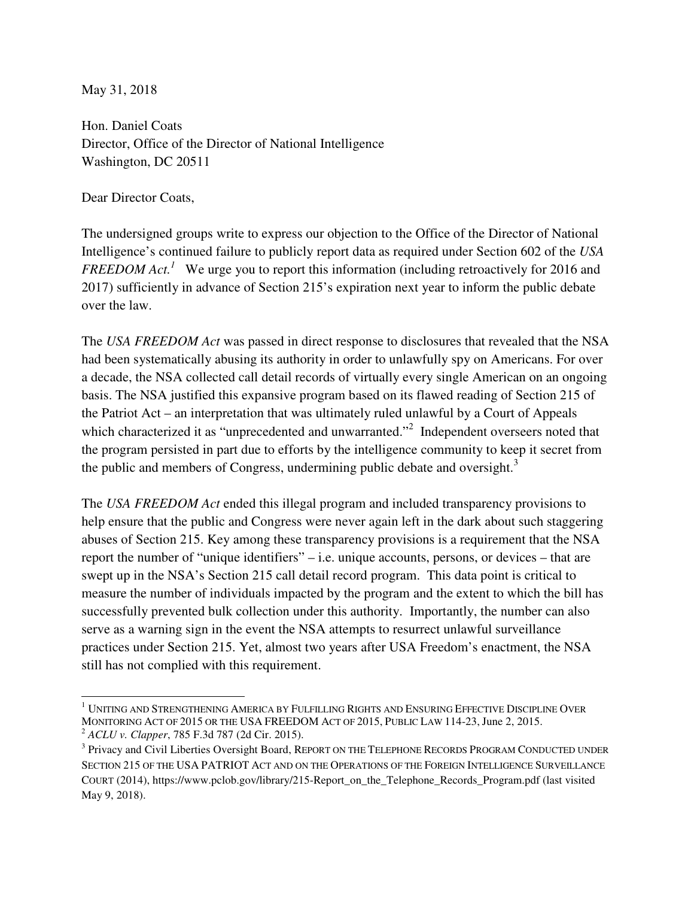May 31, 2018

Hon. Daniel Coats
Director, Office of the Director of National Intelligence
Washington, DC 20511

Dear Director Coats,

The undersigned groups write to express our objection to the Office of the Director of National Intelligence's continued failure to publicly report data as required under Section 602 of the *USA FREEDOM Act.*[1] We urge you to report this information (including retroactively for 2016 and 2017) sufficiently in advance of Section 215's expiration next year to inform the public debate over the law.

The *USA FREEDOM Act* was passed in direct response to disclosures that revealed that the NSA had been systematically abusing its authority in order to unlawfully spy on Americans. For over a decade, the NSA collected call detail records of virtually every single American on an ongoing basis. The NSA justified this expansive program based on its flawed reading of Section 215 of the Patriot Act – an interpretation that was ultimately ruled unlawful by a Court of Appeals which characterized it as "unprecedented and unwarranted."[2] Independent overseers noted that the program persisted in part due to efforts by the intelligence community to keep it secret from the public and members of Congress, undermining public debate and oversight.[3]

The *USA FREEDOM Act* ended this illegal program and included transparency provisions to help ensure that the public and Congress were never again left in the dark about such staggering abuses of Section 215. Key among these transparency provisions is a requirement that the NSA report the number of "unique identifiers" – i.e. unique accounts, persons, or devices – that are swept up in the NSA's Section 215 call detail record program. This data point is critical to measure the number of individuals impacted by the program and the extent to which the bill has successfully prevented bulk collection under this authority. Importantly, the number can also serve as a warning sign in the event the NSA attempts to resurrect unlawful surveillance practices under Section 215. Yet, almost two years after USA Freedom's enactment, the NSA still has not complied with this requirement.

---

[1] UNITING AND STRENGTHENING AMERICA BY FULFILLING RIGHTS AND ENSURING EFFECTIVE DISCIPLINE OVER MONITORING ACT OF 2015 OR THE USA FREEDOM ACT OF 2015, PUBLIC LAW 114-23, June 2, 2015.

[2] *ACLU v. Clapper*, 785 F.3d 787 (2d Cir. 2015).

[3] Privacy and Civil Liberties Oversight Board, REPORT ON THE TELEPHONE RECORDS PROGRAM CONDUCTED UNDER SECTION 215 OF THE USA PATRIOT ACT AND ON THE OPERATIONS OF THE FOREIGN INTELLIGENCE SURVEILLANCE COURT (2014), https://www.pclob.gov/library/215-Report_on_the_Telephone_Records_Program.pdf (last visited May 9, 2018).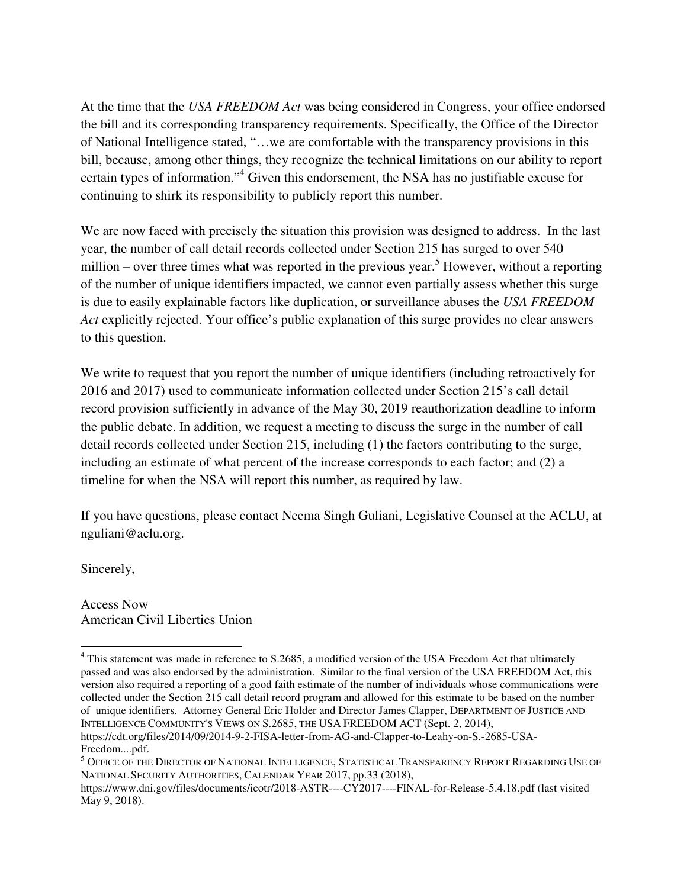At the time that the *USA FREEDOM Act* was being considered in Congress, your office endorsed the bill and its corresponding transparency requirements. Specifically, the Office of the Director of National Intelligence stated, "…we are comfortable with the transparency provisions in this bill, because, among other things, they recognize the technical limitations on our ability to report certain types of information."[4] Given this endorsement, the NSA has no justifiable excuse for continuing to shirk its responsibility to publicly report this number.

We are now faced with precisely the situation this provision was designed to address. In the last year, the number of call detail records collected under Section 215 has surged to over 540 million – over three times what was reported in the previous year.[5] However, without a reporting of the number of unique identifiers impacted, we cannot even partially assess whether this surge is due to easily explainable factors like duplication, or surveillance abuses the *USA FREEDOM Act* explicitly rejected. Your office's public explanation of this surge provides no clear answers to this question.

We write to request that you report the number of unique identifiers (including retroactively for 2016 and 2017) used to communicate information collected under Section 215's call detail record provision sufficiently in advance of the May 30, 2019 reauthorization deadline to inform the public debate. In addition, we request a meeting to discuss the surge in the number of call detail records collected under Section 215, including (1) the factors contributing to the surge, including an estimate of what percent of the increase corresponds to each factor; and (2) a timeline for when the NSA will report this number, as required by law.

If you have questions, please contact Neema Singh Guliani, Legislative Counsel at the ACLU, at nguliani@aclu.org.

Sincerely,

Access Now
American Civil Liberties Union

---

[4] This statement was made in reference to S.2685, a modified version of the USA Freedom Act that ultimately passed and was also endorsed by the administration. Similar to the final version of the USA FREEDOM Act, this version also required a reporting of a good faith estimate of the number of individuals whose communications were collected under the Section 215 call detail record program and allowed for this estimate to be based on the number of unique identifiers. Attorney General Eric Holder and Director James Clapper, DEPARTMENT OF JUSTICE AND INTELLIGENCE COMMUNITY'S VIEWS ON S.2685, THE USA FREEDOM ACT (Sept. 2, 2014), https://cdt.org/files/2014/09/2014-9-2-FISA-letter-from-AG-and-Clapper-to-Leahy-on-S.-2685-USA-Freedom....pdf.

[5] OFFICE OF THE DIRECTOR OF NATIONAL INTELLIGENCE, STATISTICAL TRANSPARENCY REPORT REGARDING USE OF NATIONAL SECURITY AUTHORITIES, CALENDAR YEAR 2017, pp.33 (2018), https://www.dni.gov/files/documents/icotr/2018-ASTR----CY2017----FINAL-for-Release-5.4.18.pdf (last visited May 9, 2018).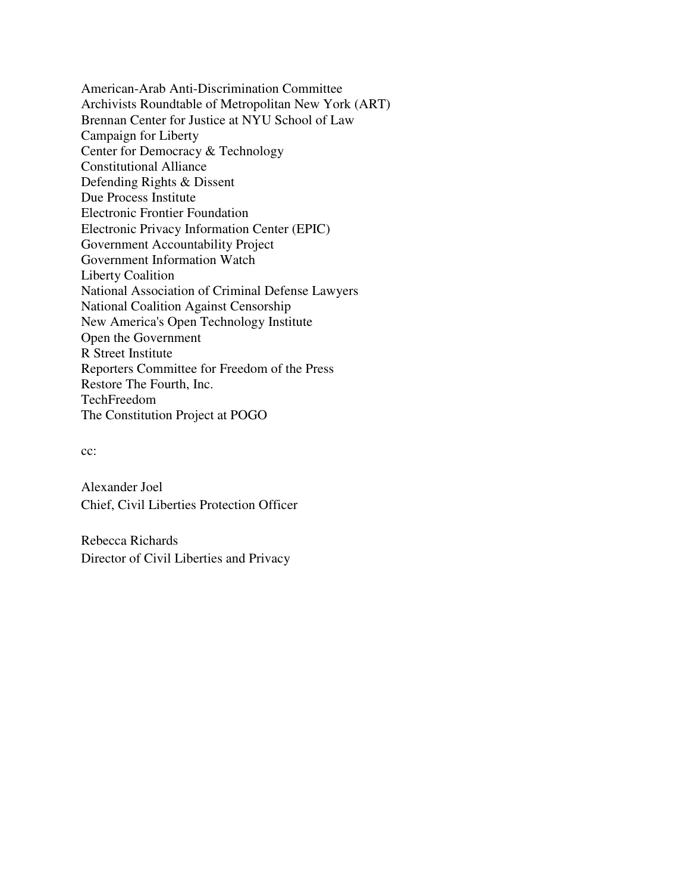American-Arab Anti-Discrimination Committee
Archivists Roundtable of Metropolitan New York (ART)
Brennan Center for Justice at NYU School of Law
Campaign for Liberty
Center for Democracy & Technology
Constitutional Alliance
Defending Rights & Dissent
Due Process Institute
Electronic Frontier Foundation
Electronic Privacy Information Center (EPIC)
Government Accountability Project
Government Information Watch
Liberty Coalition
National Association of Criminal Defense Lawyers
National Coalition Against Censorship
New America's Open Technology Institute
Open the Government
R Street Institute
Reporters Committee for Freedom of the Press
Restore The Fourth, Inc.
TechFreedom
The Constitution Project at POGO

cc:

Alexander Joel
Chief, Civil Liberties Protection Officer

Rebecca Richards
Director of Civil Liberties and Privacy